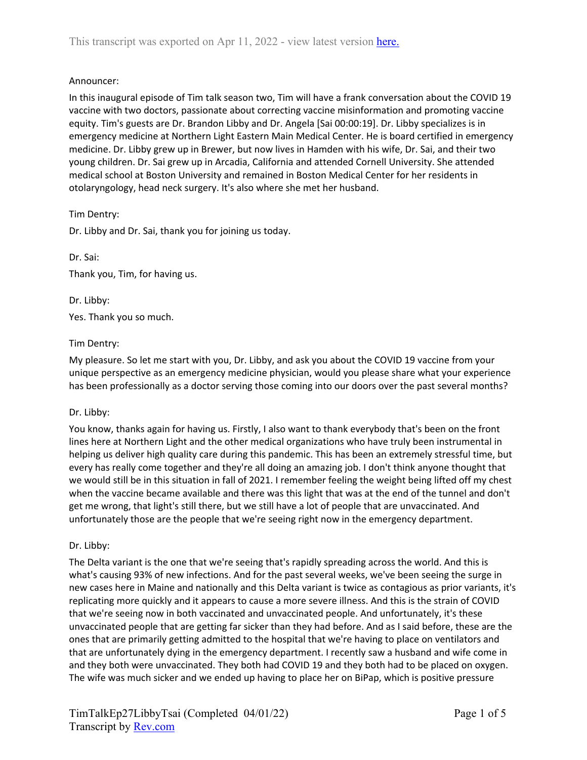This transcript was exported on Apr 11, 2022 - view latest version here.

Announcer:

In this inaugural episode of Tim talk season two, Tim will have a frank conversation about the COVID 19 vaccine with two doctors, passionate about correcting vaccine misinformation and promoting vaccine equity. Tim's guests are Dr. Brandon Libby and Dr. Angela [Sai 00:00:19]. Dr. Libby specializes is in emergency medicine at Northern Light Eastern Main Medical Center. He is board certified in emergency medicine. Dr. Libby grew up in Brewer, but now lives in Hamden with his wife, Dr. Sai, and their two young children. Dr. Sai grew up in Arcadia, California and attended Cornell University. She attended medical school at Boston University and remained in Boston Medical Center for her residents in otolaryngology, head neck surgery. It's also where she met her husband.

Tim Dentry:

Dr. Libby and Dr. Sai, thank you for joining us today.

Dr. Sai:

Thank you, Tim, for having us.

Dr. Libby:

Yes. Thank you so much.

Tim Dentry:

My pleasure. So let me start with you, Dr. Libby, and ask you about the COVID 19 vaccine from your unique perspective as an emergency medicine physician, would you please share what your experience has been professionally as a doctor serving those coming into our doors over the past several months?

Dr. Libby:

You know, thanks again for having us. Firstly, I also want to thank everybody that's been on the front lines here at Northern Light and the other medical organizations who have truly been instrumental in helping us deliver high quality care during this pandemic. This has been an extremely stressful time, but every has really come together and they're all doing an amazing job. I don't think anyone thought that we would still be in this situation in fall of 2021. I remember feeling the weight being lifted off my chest when the vaccine became available and there was this light that was at the end of the tunnel and don't get me wrong, that light's still there, but we still have a lot of people that are unvaccinated. And unfortunately those are the people that we're seeing right now in the emergency department.

Dr. Libby:

The Delta variant is the one that we're seeing that's rapidly spreading across the world. And this is what's causing 93% of new infections. And for the past several weeks, we've been seeing the surge in new cases here in Maine and nationally and this Delta variant is twice as contagious as prior variants, it's replicating more quickly and it appears to cause a more severe illness. And this is the strain of COVID that we're seeing now in both vaccinated and unvaccinated people. And unfortunately, it's these unvaccinated people that are getting far sicker than they had before. And as I said before, these are the ones that are primarily getting admitted to the hospital that we're having to place on ventilators and that are unfortunately dying in the emergency department. I recently saw a husband and wife come in and they both were unvaccinated. They both had COVID 19 and they both had to be placed on oxygen. The wife was much sicker and we ended up having to place her on BiPap, which is positive pressure

TimTalkEp27LibbyTsai (Completed 04/01/22)
Transcript by Rev.com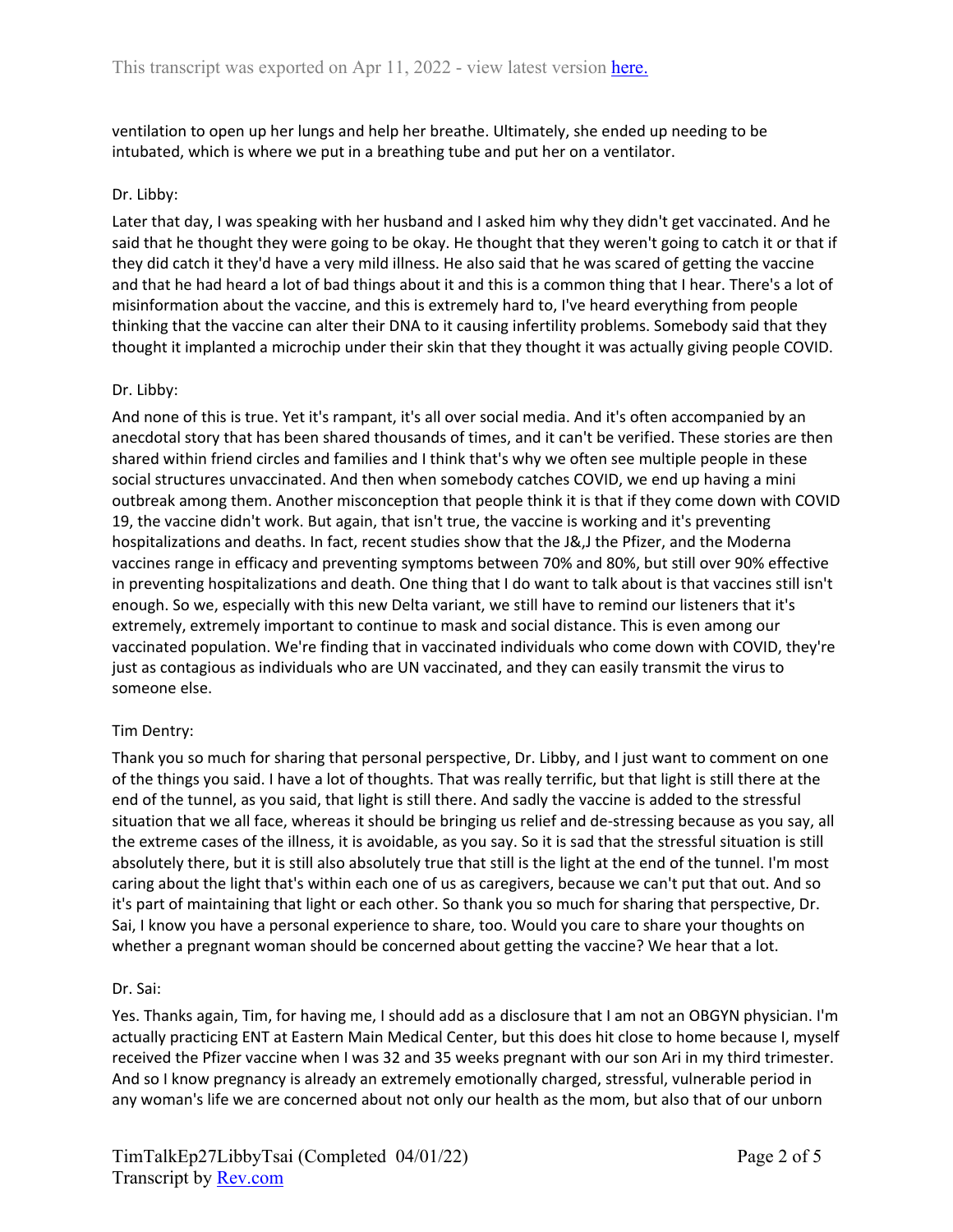ventilation to open up her lungs and help her breathe. Ultimately, she ended up needing to be intubated, which is where we put in a breathing tube and put her on a ventilator.

Dr. Libby:

Later that day, I was speaking with her husband and I asked him why they didn't get vaccinated. And he said that he thought they were going to be okay. He thought that they weren't going to catch it or that if they did catch it they'd have a very mild illness. He also said that he was scared of getting the vaccine and that he had heard a lot of bad things about it and this is a common thing that I hear. There's a lot of misinformation about the vaccine, and this is extremely hard to, I've heard everything from people thinking that the vaccine can alter their DNA to it causing infertility problems. Somebody said that they thought it implanted a microchip under their skin that they thought it was actually giving people COVID.

Dr. Libby:

And none of this is true. Yet it's rampant, it's all over social media. And it's often accompanied by an anecdotal story that has been shared thousands of times, and it can't be verified. These stories are then shared within friend circles and families and I think that's why we often see multiple people in these social structures unvaccinated. And then when somebody catches COVID, we end up having a mini outbreak among them. Another misconception that people think it is that if they come down with COVID 19, the vaccine didn't work. But again, that isn't true, the vaccine is working and it's preventing hospitalizations and deaths. In fact, recent studies show that the J&,J the Pfizer, and the Moderna vaccines range in efficacy and preventing symptoms between 70% and 80%, but still over 90% effective in preventing hospitalizations and death. One thing that I do want to talk about is that vaccines still isn't enough. So we, especially with this new Delta variant, we still have to remind our listeners that it's extremely, extremely important to continue to mask and social distance. This is even among our vaccinated population. We're finding that in vaccinated individuals who come down with COVID, they're just as contagious as individuals who are UN vaccinated, and they can easily transmit the virus to someone else.

Tim Dentry:

Thank you so much for sharing that personal perspective, Dr. Libby, and I just want to comment on one of the things you said. I have a lot of thoughts. That was really terrific, but that light is still there at the end of the tunnel, as you said, that light is still there. And sadly the vaccine is added to the stressful situation that we all face, whereas it should be bringing us relief and de-stressing because as you say, all the extreme cases of the illness, it is avoidable, as you say. So it is sad that the stressful situation is still absolutely there, but it is still also absolutely true that still is the light at the end of the tunnel. I'm most caring about the light that's within each one of us as caregivers, because we can't put that out. And so it's part of maintaining that light or each other. So thank you so much for sharing that perspective, Dr. Sai, I know you have a personal experience to share, too. Would you care to share your thoughts on whether a pregnant woman should be concerned about getting the vaccine? We hear that a lot.

Dr. Sai:

Yes. Thanks again, Tim, for having me, I should add as a disclosure that I am not an OBGYN physician. I'm actually practicing ENT at Eastern Main Medical Center, but this does hit close to home because I, myself received the Pfizer vaccine when I was 32 and 35 weeks pregnant with our son Ari in my third trimester. And so I know pregnancy is already an extremely emotionally charged, stressful, vulnerable period in any woman's life we are concerned about not only our health as the mom, but also that of our unborn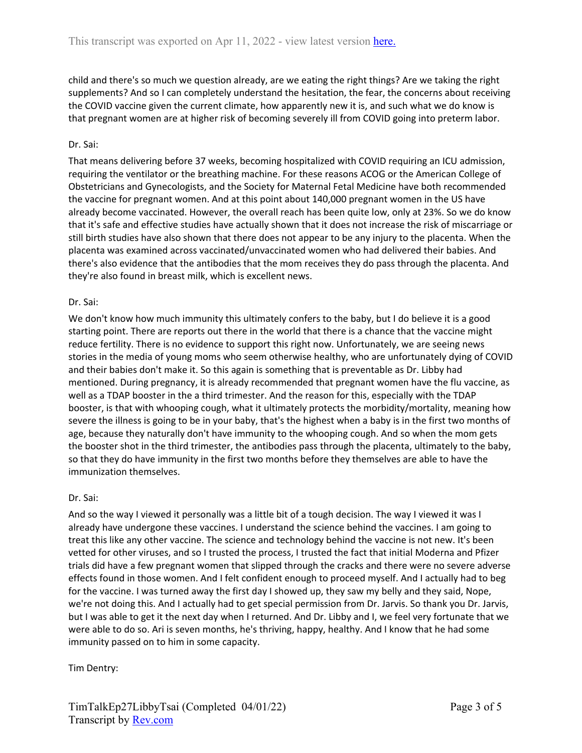child and there's so much we question already, are we eating the right things? Are we taking the right supplements? And so I can completely understand the hesitation, the fear, the concerns about receiving the COVID vaccine given the current climate, how apparently new it is, and such what we do know is that pregnant women are at higher risk of becoming severely ill from COVID going into preterm labor.

Dr. Sai:

That means delivering before 37 weeks, becoming hospitalized with COVID requiring an ICU admission, requiring the ventilator or the breathing machine. For these reasons ACOG or the American College of Obstetricians and Gynecologists, and the Society for Maternal Fetal Medicine have both recommended the vaccine for pregnant women. And at this point about 140,000 pregnant women in the US have already become vaccinated. However, the overall reach has been quite low, only at 23%. So we do know that it's safe and effective studies have actually shown that it does not increase the risk of miscarriage or still birth studies have also shown that there does not appear to be any injury to the placenta. When the placenta was examined across vaccinated/unvaccinated women who had delivered their babies. And there's also evidence that the antibodies that the mom receives they do pass through the placenta. And they're also found in breast milk, which is excellent news.

Dr. Sai:

We don't know how much immunity this ultimately confers to the baby, but I do believe it is a good starting point. There are reports out there in the world that there is a chance that the vaccine might reduce fertility. There is no evidence to support this right now. Unfortunately, we are seeing news stories in the media of young moms who seem otherwise healthy, who are unfortunately dying of COVID and their babies don't make it. So this again is something that is preventable as Dr. Libby had mentioned. During pregnancy, it is already recommended that pregnant women have the flu vaccine, as well as a TDAP booster in the a third trimester. And the reason for this, especially with the TDAP booster, is that with whooping cough, what it ultimately protects the morbidity/mortality, meaning how severe the illness is going to be in your baby, that's the highest when a baby is in the first two months of age, because they naturally don't have immunity to the whooping cough. And so when the mom gets the booster shot in the third trimester, the antibodies pass through the placenta, ultimately to the baby, so that they do have immunity in the first two months before they themselves are able to have the immunization themselves.

Dr. Sai:

And so the way I viewed it personally was a little bit of a tough decision. The way I viewed it was I already have undergone these vaccines. I understand the science behind the vaccines. I am going to treat this like any other vaccine. The science and technology behind the vaccine is not new. It's been vetted for other viruses, and so I trusted the process, I trusted the fact that initial Moderna and Pfizer trials did have a few pregnant women that slipped through the cracks and there were no severe adverse effects found in those women. And I felt confident enough to proceed myself. And I actually had to beg for the vaccine. I was turned away the first day I showed up, they saw my belly and they said, Nope, we're not doing this. And I actually had to get special permission from Dr. Jarvis. So thank you Dr. Jarvis, but I was able to get it the next day when I returned. And Dr. Libby and I, we feel very fortunate that we were able to do so. Ari is seven months, he's thriving, happy, healthy. And I know that he had some immunity passed on to him in some capacity.

Tim Dentry: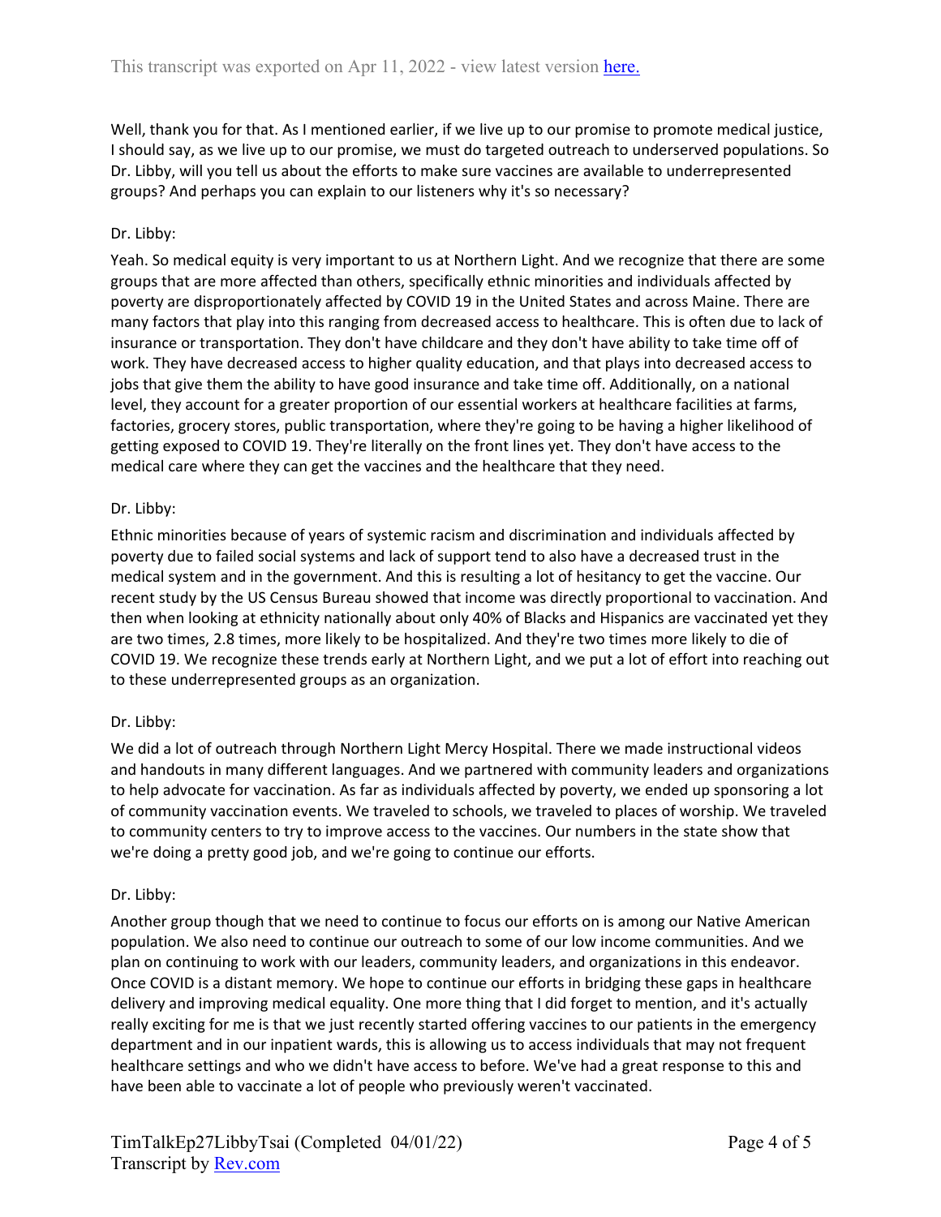Well, thank you for that. As I mentioned earlier, if we live up to our promise to promote medical justice, I should say, as we live up to our promise, we must do targeted outreach to underserved populations. So Dr. Libby, will you tell us about the efforts to make sure vaccines are available to underrepresented groups? And perhaps you can explain to our listeners why it's so necessary?

Dr. Libby:

Yeah. So medical equity is very important to us at Northern Light. And we recognize that there are some groups that are more affected than others, specifically ethnic minorities and individuals affected by poverty are disproportionately affected by COVID 19 in the United States and across Maine. There are many factors that play into this ranging from decreased access to healthcare. This is often due to lack of insurance or transportation. They don't have childcare and they don't have ability to take time off of work. They have decreased access to higher quality education, and that plays into decreased access to jobs that give them the ability to have good insurance and take time off. Additionally, on a national level, they account for a greater proportion of our essential workers at healthcare facilities at farms, factories, grocery stores, public transportation, where they're going to be having a higher likelihood of getting exposed to COVID 19. They're literally on the front lines yet. They don't have access to the medical care where they can get the vaccines and the healthcare that they need.

Dr. Libby:

Ethnic minorities because of years of systemic racism and discrimination and individuals affected by poverty due to failed social systems and lack of support tend to also have a decreased trust in the medical system and in the government. And this is resulting a lot of hesitancy to get the vaccine. Our recent study by the US Census Bureau showed that income was directly proportional to vaccination. And then when looking at ethnicity nationally about only 40% of Blacks and Hispanics are vaccinated yet they are two times, 2.8 times, more likely to be hospitalized. And they're two times more likely to die of COVID 19. We recognize these trends early at Northern Light, and we put a lot of effort into reaching out to these underrepresented groups as an organization.

Dr. Libby:

We did a lot of outreach through Northern Light Mercy Hospital. There we made instructional videos and handouts in many different languages. And we partnered with community leaders and organizations to help advocate for vaccination. As far as individuals affected by poverty, we ended up sponsoring a lot of community vaccination events. We traveled to schools, we traveled to places of worship. We traveled to community centers to try to improve access to the vaccines. Our numbers in the state show that we're doing a pretty good job, and we're going to continue our efforts.

Dr. Libby:

Another group though that we need to continue to focus our efforts on is among our Native American population. We also need to continue our outreach to some of our low income communities. And we plan on continuing to work with our leaders, community leaders, and organizations in this endeavor. Once COVID is a distant memory. We hope to continue our efforts in bridging these gaps in healthcare delivery and improving medical equality. One more thing that I did forget to mention, and it's actually really exciting for me is that we just recently started offering vaccines to our patients in the emergency department and in our inpatient wards, this is allowing us to access individuals that may not frequent healthcare settings and who we didn't have access to before. We've had a great response to this and have been able to vaccinate a lot of people who previously weren't vaccinated.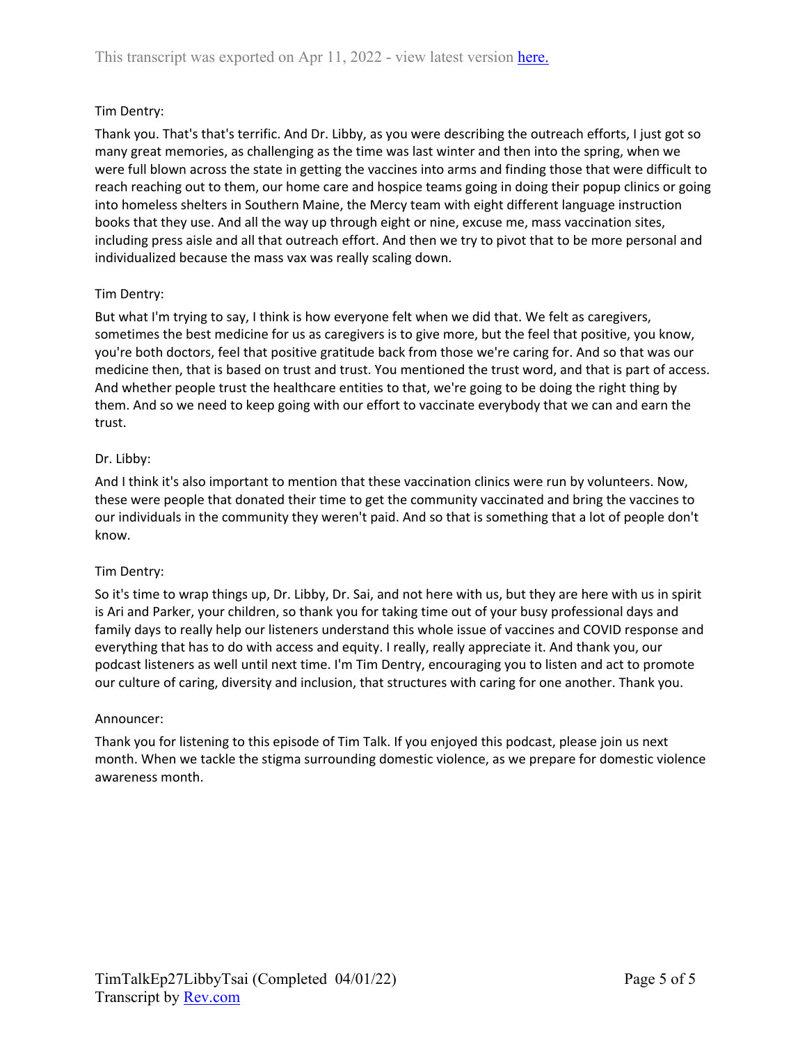Tim Dentry:

Thank you. That's that's terrific. And Dr. Libby, as you were describing the outreach efforts, I just got so many great memories, as challenging as the time was last winter and then into the spring, when we were full blown across the state in getting the vaccines into arms and finding those that were difficult to reach reaching out to them, our home care and hospice teams going in doing their popup clinics or going into homeless shelters in Southern Maine, the Mercy team with eight different language instruction books that they use. And all the way up through eight or nine, excuse me, mass vaccination sites, including press aisle and all that outreach effort. And then we try to pivot that to be more personal and individualized because the mass vax was really scaling down.

Tim Dentry:

But what I'm trying to say, I think is how everyone felt when we did that. We felt as caregivers, sometimes the best medicine for us as caregivers is to give more, but the feel that positive, you know, you're both doctors, feel that positive gratitude back from those we're caring for. And so that was our medicine then, that is based on trust and trust. You mentioned the trust word, and that is part of access. And whether people trust the healthcare entities to that, we're going to be doing the right thing by them. And so we need to keep going with our effort to vaccinate everybody that we can and earn the trust.

Dr. Libby:

And I think it's also important to mention that these vaccination clinics were run by volunteers. Now, these were people that donated their time to get the community vaccinated and bring the vaccines to our individuals in the community they weren't paid. And so that is something that a lot of people don't know.

Tim Dentry:

So it's time to wrap things up, Dr. Libby, Dr. Sai, and not here with us, but they are here with us in spirit is Ari and Parker, your children, so thank you for taking time out of your busy professional days and family days to really help our listeners understand this whole issue of vaccines and COVID response and everything that has to do with access and equity. I really, really appreciate it. And thank you, our podcast listeners as well until next time. I'm Tim Dentry, encouraging you to listen and act to promote our culture of caring, diversity and inclusion, that structures with caring for one another. Thank you.

Announcer:

Thank you for listening to this episode of Tim Talk. If you enjoyed this podcast, please join us next month. When we tackle the stigma surrounding domestic violence, as we prepare for domestic violence awareness month.